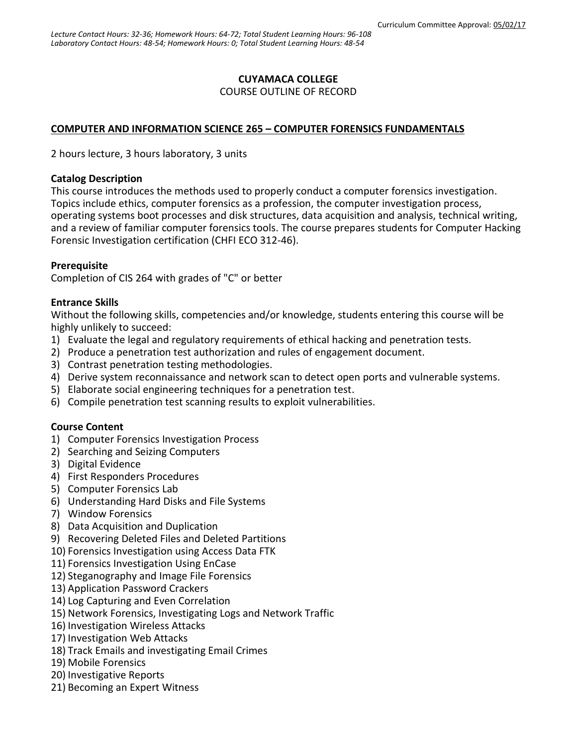Curriculum Committee Approval: 05/02/17

*Lecture Contact Hours: 32-36; Homework Hours: 64-72; Total Student Learning Hours: 96-108*
*Laboratory Contact Hours: 48-54; Homework Hours: 0; Total Student Learning Hours: 48-54*

# CUYAMACA COLLEGE

COURSE OUTLINE OF RECORD

## COMPUTER AND INFORMATION SCIENCE 265 – COMPUTER FORENSICS FUNDAMENTALS

2 hours lecture, 3 hours laboratory, 3 units

### Catalog Description

This course introduces the methods used to properly conduct a computer forensics investigation. Topics include ethics, computer forensics as a profession, the computer investigation process, operating systems boot processes and disk structures, data acquisition and analysis, technical writing, and a review of familiar computer forensics tools. The course prepares students for Computer Hacking Forensic Investigation certification (CHFI ECO 312-46).

### Prerequisite

Completion of CIS 264 with grades of "C" or better

### Entrance Skills

Without the following skills, competencies and/or knowledge, students entering this course will be highly unlikely to succeed:

1) Evaluate the legal and regulatory requirements of ethical hacking and penetration tests.
2) Produce a penetration test authorization and rules of engagement document.
3) Contrast penetration testing methodologies.
4) Derive system reconnaissance and network scan to detect open ports and vulnerable systems.
5) Elaborate social engineering techniques for a penetration test.
6) Compile penetration test scanning results to exploit vulnerabilities.

### Course Content

1) Computer Forensics Investigation Process
2) Searching and Seizing Computers
3) Digital Evidence
4) First Responders Procedures
5) Computer Forensics Lab
6) Understanding Hard Disks and File Systems
7) Window Forensics
8) Data Acquisition and Duplication
9) Recovering Deleted Files and Deleted Partitions
10) Forensics Investigation using Access Data FTK
11) Forensics Investigation Using EnCase
12) Steganography and Image File Forensics
13) Application Password Crackers
14) Log Capturing and Even Correlation
15) Network Forensics, Investigating Logs and Network Traffic
16) Investigation Wireless Attacks
17) Investigation Web Attacks
18) Track Emails and investigating Email Crimes
19) Mobile Forensics
20) Investigative Reports
21) Becoming an Expert Witness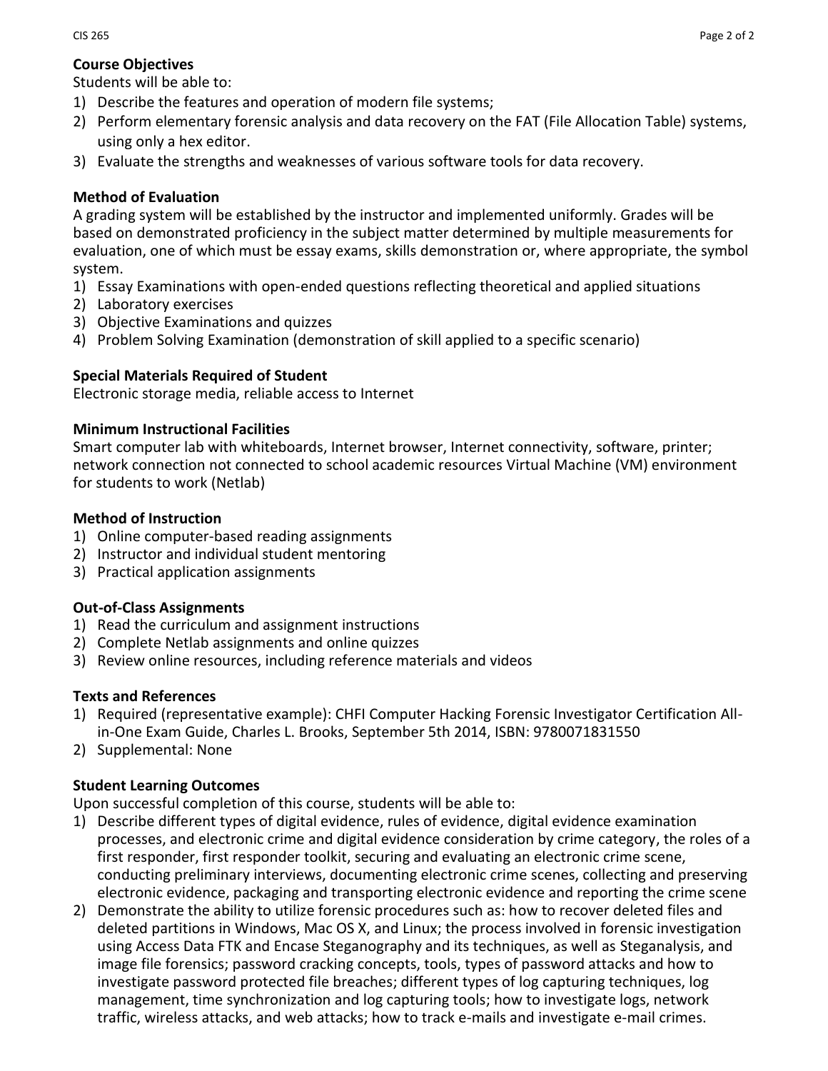**Course Objectives**

Students will be able to:

1) Describe the features and operation of modern file systems;
2) Perform elementary forensic analysis and data recovery on the FAT (File Allocation Table) systems, using only a hex editor.
3) Evaluate the strengths and weaknesses of various software tools for data recovery.

**Method of Evaluation**

A grading system will be established by the instructor and implemented uniformly. Grades will be based on demonstrated proficiency in the subject matter determined by multiple measurements for evaluation, one of which must be essay exams, skills demonstration or, where appropriate, the symbol system.

1) Essay Examinations with open-ended questions reflecting theoretical and applied situations
2) Laboratory exercises
3) Objective Examinations and quizzes
4) Problem Solving Examination (demonstration of skill applied to a specific scenario)

**Special Materials Required of Student**

Electronic storage media, reliable access to Internet

**Minimum Instructional Facilities**

Smart computer lab with whiteboards, Internet browser, Internet connectivity, software, printer; network connection not connected to school academic resources Virtual Machine (VM) environment for students to work (Netlab)

**Method of Instruction**

1) Online computer-based reading assignments
2) Instructor and individual student mentoring
3) Practical application assignments

**Out-of-Class Assignments**

1) Read the curriculum and assignment instructions
2) Complete Netlab assignments and online quizzes
3) Review online resources, including reference materials and videos

**Texts and References**

1) Required (representative example): CHFI Computer Hacking Forensic Investigator Certification All-in-One Exam Guide, Charles L. Brooks, September 5th 2014, ISBN: 9780071831550
2) Supplemental: None

**Student Learning Outcomes**

Upon successful completion of this course, students will be able to:

1) Describe different types of digital evidence, rules of evidence, digital evidence examination processes, and electronic crime and digital evidence consideration by crime category, the roles of a first responder, first responder toolkit, securing and evaluating an electronic crime scene, conducting preliminary interviews, documenting electronic crime scenes, collecting and preserving electronic evidence, packaging and transporting electronic evidence and reporting the crime scene
2) Demonstrate the ability to utilize forensic procedures such as: how to recover deleted files and deleted partitions in Windows, Mac OS X, and Linux; the process involved in forensic investigation using Access Data FTK and Encase Steganography and its techniques, as well as Steganalysis, and image file forensics; password cracking concepts, tools, types of password attacks and how to investigate password protected file breaches; different types of log capturing techniques, log management, time synchronization and log capturing tools; how to investigate logs, network traffic, wireless attacks, and web attacks; how to track e-mails and investigate e-mail crimes.